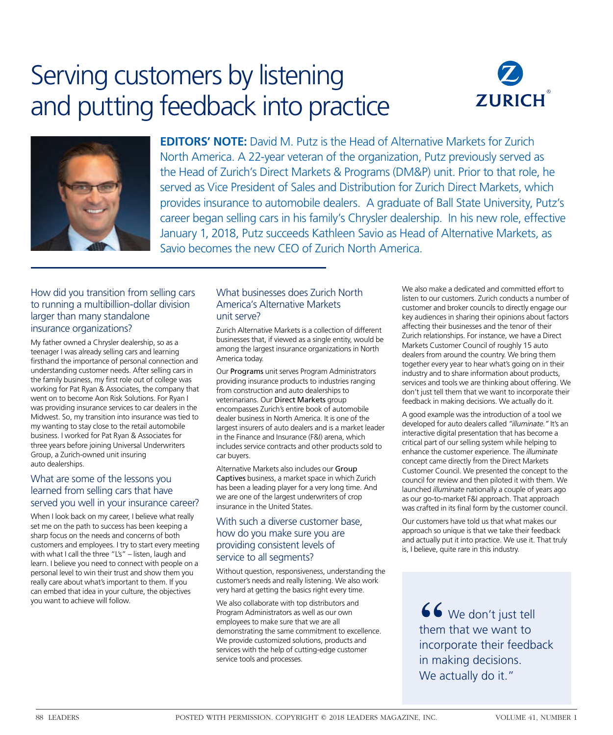# Serving customers by listening and putting feedback into practice

**EDITORS' NOTE:** David M. Putz is the Head of Alternative Markets for Zurich North America. A 22-year veteran of the organization, Putz previously served as the Head of Zurich's Direct Markets & Programs (DM&P) unit. Prior to that role, he served as Vice President of Sales and Distribution for Zurich Direct Markets, which provides insurance to automobile dealers. A graduate of Ball State University, Putz's career began selling cars in his family's Chrysler dealership. In his new role, effective January 1, 2018, Putz succeeds Kathleen Savio as Head of Alternative Markets, as Savio becomes the new CEO of Zurich North America.

### How did you transition from selling cars to running a multibillion-dollar division larger than many standalone insurance organizations?

My father owned a Chrysler dealership, so as a teenager I was already selling cars and learning firsthand the importance of personal connection and understanding customer needs. After selling cars in the family business, my first role out of college was working for Pat Ryan & Associates, the company that went on to become Aon Risk Solutions. For Ryan I was providing insurance services to car dealers in the Midwest. So, my transition into insurance was tied to my wanting to stay close to the retail automobile business. I worked for Pat Ryan & Associates for three years before joining Universal Underwriters Group, a Zurich-owned unit insuring auto dealerships.

### What are some of the lessons you learned from selling cars that have served you well in your insurance career?

When I look back on my career, I believe what really set me on the path to success has been keeping a sharp focus on the needs and concerns of both customers and employees. I try to start every meeting with what I call the three "L's" – listen, laugh and learn. I believe you need to connect with people on a personal level to win their trust and show them you really care about what's important to them. If you can embed that idea in your culture, the objectives you want to achieve will follow.

### What businesses does Zurich North America's Alternative Markets unit serve?

Zurich Alternative Markets is a collection of different businesses that, if viewed as a single entity, would be among the largest insurance organizations in North America today.

Our **Programs** unit serves Program Administrators providing insurance products to industries ranging from construction and auto dealerships to veterinarians. Our **Direct Markets** group encompasses Zurich's entire book of automobile dealer business in North America. It is one of the largest insurers of auto dealers and is a market leader in the Finance and Insurance (F&I) arena, which includes service contracts and other products sold to car buyers.

Alternative Markets also includes our **Group Captives** business, a market space in which Zurich has been a leading player for a very long time. And we are one of the largest underwriters of crop insurance in the United States.

### With such a diverse customer base, how do you make sure you are providing consistent levels of service to all segments?

Without question, responsiveness, understanding the customer's needs and really listening. We also work very hard at getting the basics right every time.

We also collaborate with top distributors and Program Administrators as well as our own employees to make sure that we are all demonstrating the same commitment to excellence. We provide customized solutions, products and services with the help of cutting-edge customer service tools and processes.

We also make a dedicated and committed effort to listen to our customers. Zurich conducts a number of customer and broker councils to directly engage our key audiences in sharing their opinions about factors affecting their businesses and the tenor of their Zurich relationships. For instance, we have a Direct Markets Customer Council of roughly 15 auto dealers from around the country. We bring them together every year to hear what's going on in their industry and to share information about products, services and tools we are thinking about offering. We don't just tell them that we want to incorporate their feedback in making decisions. We actually do it.

A good example was the introduction of a tool we developed for auto dealers called *"illuminate."* It's an interactive digital presentation that has become a critical part of our selling system while helping to enhance the customer experience. The *illuminate* concept came directly from the Direct Markets Customer Council. We presented the concept to the council for review and then piloted it with them. We launched *illuminate* nationally a couple of years ago as our go-to-market F&I approach. That approach was crafted in its final form by the customer council.

Our customers have told us that what makes our approach so unique is that we take their feedback and actually put it into practice. We use it. That truly is, I believe, quite rare in this industry.

> "We don't just tell them that we want to incorporate their feedback in making decisions. We actually do it."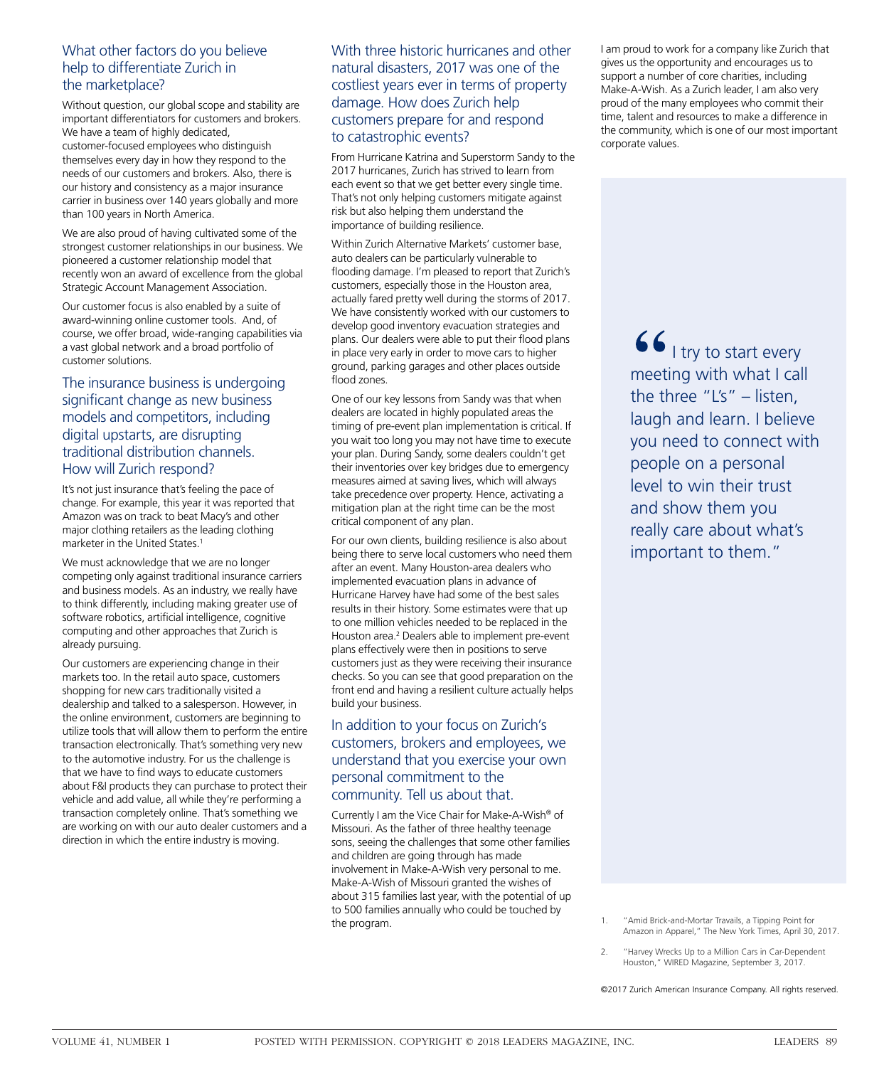## What other factors do you believe help to differentiate Zurich in the marketplace?

Without question, our global scope and stability are important differentiators for customers and brokers. We have a team of highly dedicated, customer-focused employees who distinguish themselves every day in how they respond to the needs of our customers and brokers. Also, there is our history and consistency as a major insurance carrier in business over 140 years globally and more than 100 years in North America.

We are also proud of having cultivated some of the strongest customer relationships in our business. We pioneered a customer relationship model that recently won an award of excellence from the global Strategic Account Management Association.

Our customer focus is also enabled by a suite of award-winning online customer tools. And, of course, we offer broad, wide-ranging capabilities via a vast global network and a broad portfolio of customer solutions.

## The insurance business is undergoing significant change as new business models and competitors, including digital upstarts, are disrupting traditional distribution channels. How will Zurich respond?

It's not just insurance that's feeling the pace of change. For example, this year it was reported that Amazon was on track to beat Macy's and other major clothing retailers as the leading clothing marketer in the United States.[1]

We must acknowledge that we are no longer competing only against traditional insurance carriers and business models. As an industry, we really have to think differently, including making greater use of software robotics, artificial intelligence, cognitive computing and other approaches that Zurich is already pursuing.

Our customers are experiencing change in their markets too. In the retail auto space, customers shopping for new cars traditionally visited a dealership and talked to a salesperson. However, in the online environment, customers are beginning to utilize tools that will allow them to perform the entire transaction electronically. That's something very new to the automotive industry. For us the challenge is that we have to find ways to educate customers about F&I products they can purchase to protect their vehicle and add value, all while they're performing a transaction completely online. That's something we are working on with our auto dealer customers and a direction in which the entire industry is moving.

## With three historic hurricanes and other natural disasters, 2017 was one of the costliest years ever in terms of property damage. How does Zurich help customers prepare for and respond to catastrophic events?

From Hurricane Katrina and Superstorm Sandy to the 2017 hurricanes, Zurich has strived to learn from each event so that we get better every single time. That's not only helping customers mitigate against risk but also helping them understand the importance of building resilience.

Within Zurich Alternative Markets' customer base, auto dealers can be particularly vulnerable to flooding damage. I'm pleased to report that Zurich's customers, especially those in the Houston area, actually fared pretty well during the storms of 2017. We have consistently worked with our customers to develop good inventory evacuation strategies and plans. Our dealers were able to put their flood plans in place very early in order to move cars to higher ground, parking garages and other places outside flood zones.

One of our key lessons from Sandy was that when dealers are located in highly populated areas the timing of pre-event plan implementation is critical. If you wait too long you may not have time to execute your plan. During Sandy, some dealers couldn't get their inventories over key bridges due to emergency measures aimed at saving lives, which will always take precedence over property. Hence, activating a mitigation plan at the right time can be the most critical component of any plan.

For our own clients, building resilience is also about being there to serve local customers who need them after an event. Many Houston-area dealers who implemented evacuation plans in advance of Hurricane Harvey have had some of the best sales results in their history. Some estimates were that up to one million vehicles needed to be replaced in the Houston area.[2] Dealers able to implement pre-event plans effectively were then in positions to serve customers just as they were receiving their insurance checks. So you can see that good preparation on the front end and having a resilient culture actually helps build your business.

## In addition to your focus on Zurich's customers, brokers and employees, we understand that you exercise your own personal commitment to the community. Tell us about that.

Currently I am the Vice Chair for Make-A-Wish® of Missouri. As the father of three healthy teenage sons, seeing the challenges that some other families and children are going through has made involvement in Make-A-Wish very personal to me. Make-A-Wish of Missouri granted the wishes of about 315 families last year, with the potential of up to 500 families annually who could be touched by the program.

I am proud to work for a company like Zurich that gives us the opportunity and encourages us to support a number of core charities, including Make-A-Wish. As a Zurich leader, I am also very proud of the many employees who commit their time, talent and resources to make a difference in the community, which is one of our most important corporate values.

> "I try to start every meeting with what I call the three "L's" – listen, laugh and learn. I believe you need to connect with people on a personal level to win their trust and show them you really care about what's important to them."

1. "Amid Brick-and-Mortar Travails, a Tipping Point for Amazon in Apparel," The New York Times, April 30, 2017.
2. "Harvey Wrecks Up to a Million Cars in Car-Dependent Houston," WIRED Magazine, September 3, 2017.

©2017 Zurich American Insurance Company. All rights reserved.

POSTED WITH PERMISSION. COPYRIGHT © 2018 LEADERS MAGAZINE, INC.